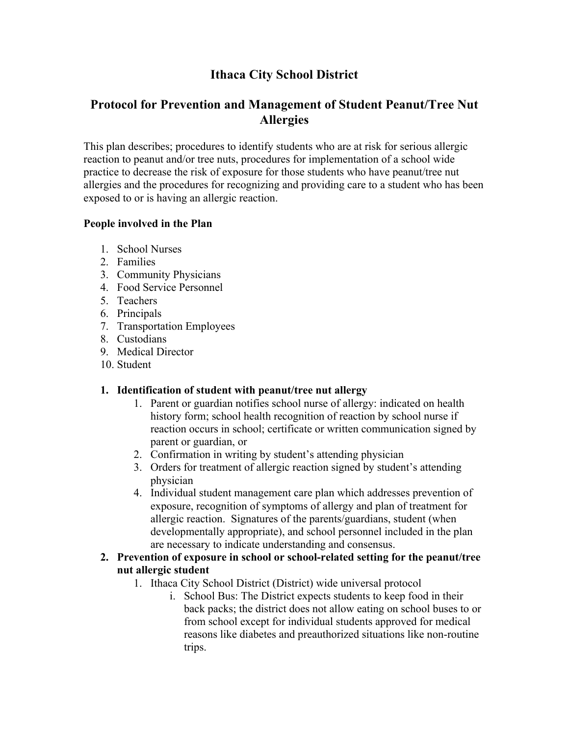# Ithaca City School District

## Protocol for Prevention and Management of Student Peanut/Tree Nut Allergies

This plan describes; procedures to identify students who are at risk for serious allergic reaction to peanut and/or tree nuts, procedures for implementation of a school wide practice to decrease the risk of exposure for those students who have peanut/tree nut allergies and the procedures for recognizing and providing care to a student who has been exposed to or is having an allergic reaction.

**People involved in the Plan**

1. School Nurses
2. Families
3. Community Physicians
4. Food Service Personnel
5. Teachers
6. Principals
7. Transportation Employees
8. Custodians
9. Medical Director
10. Student

1. **Identification of student with peanut/tree nut allergy**
    1. Parent or guardian notifies school nurse of allergy: indicated on health history form; school health recognition of reaction by school nurse if reaction occurs in school; certificate or written communication signed by parent or guardian, or
    2. Confirmation in writing by student's attending physician
    3. Orders for treatment of allergic reaction signed by student's attending physician
    4. Individual student management care plan which addresses prevention of exposure, recognition of symptoms of allergy and plan of treatment for allergic reaction. Signatures of the parents/guardians, student (when developmentally appropriate), and school personnel included in the plan are necessary to indicate understanding and consensus.
2. **Prevention of exposure in school or school-related setting for the peanut/tree nut allergic student**
    1. Ithaca City School District (District) wide universal protocol
        - i. School Bus: The District expects students to keep food in their back packs; the district does not allow eating on school buses to or from school except for individual students approved for medical reasons like diabetes and preauthorized situations like non-routine trips.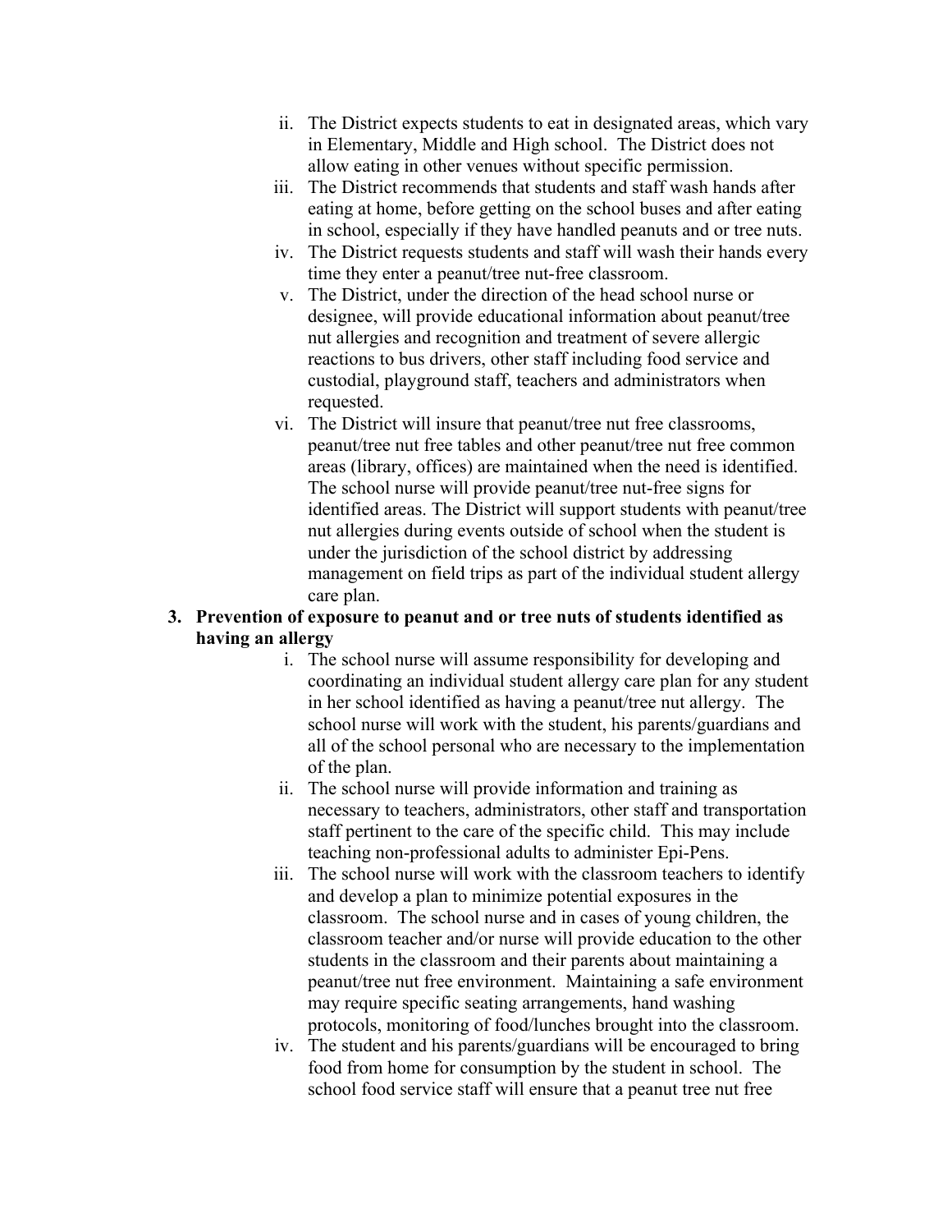ii. The District expects students to eat in designated areas, which vary in Elementary, Middle and High school. The District does not allow eating in other venues without specific permission.

iii. The District recommends that students and staff wash hands after eating at home, before getting on the school buses and after eating in school, especially if they have handled peanuts and or tree nuts.

iv. The District requests students and staff will wash their hands every time they enter a peanut/tree nut-free classroom.

v. The District, under the direction of the head school nurse or designee, will provide educational information about peanut/tree nut allergies and recognition and treatment of severe allergic reactions to bus drivers, other staff including food service and custodial, playground staff, teachers and administrators when requested.

vi. The District will insure that peanut/tree nut free classrooms, peanut/tree nut free tables and other peanut/tree nut free common areas (library, offices) are maintained when the need is identified. The school nurse will provide peanut/tree nut-free signs for identified areas. The District will support students with peanut/tree nut allergies during events outside of school when the student is under the jurisdiction of the school district by addressing management on field trips as part of the individual student allergy care plan.

**3. Prevention of exposure to peanut and or tree nuts of students identified as having an allergy**

i. The school nurse will assume responsibility for developing and coordinating an individual student allergy care plan for any student in her school identified as having a peanut/tree nut allergy. The school nurse will work with the student, his parents/guardians and all of the school personal who are necessary to the implementation of the plan.

ii. The school nurse will provide information and training as necessary to teachers, administrators, other staff and transportation staff pertinent to the care of the specific child. This may include teaching non-professional adults to administer Epi-Pens.

iii. The school nurse will work with the classroom teachers to identify and develop a plan to minimize potential exposures in the classroom. The school nurse and in cases of young children, the classroom teacher and/or nurse will provide education to the other students in the classroom and their parents about maintaining a peanut/tree nut free environment. Maintaining a safe environment may require specific seating arrangements, hand washing protocols, monitoring of food/lunches brought into the classroom.

iv. The student and his parents/guardians will be encouraged to bring food from home for consumption by the student in school. The school food service staff will ensure that a peanut tree nut free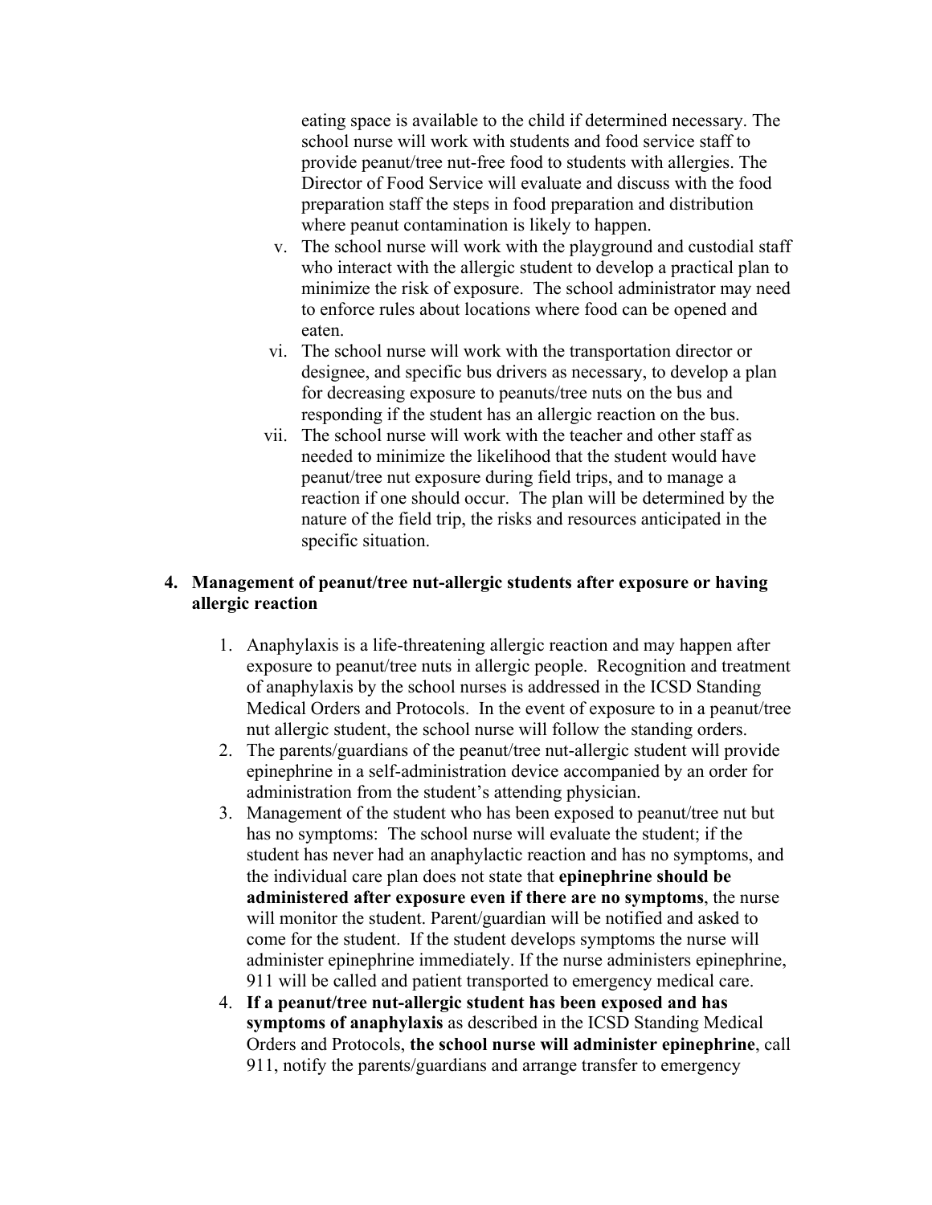eating space is available to the child if determined necessary. The school nurse will work with students and food service staff to provide peanut/tree nut-free food to students with allergies. The Director of Food Service will evaluate and discuss with the food preparation staff the steps in food preparation and distribution where peanut contamination is likely to happen.

v. The school nurse will work with the playground and custodial staff who interact with the allergic student to develop a practical plan to minimize the risk of exposure. The school administrator may need to enforce rules about locations where food can be opened and eaten.

vi. The school nurse will work with the transportation director or designee, and specific bus drivers as necessary, to develop a plan for decreasing exposure to peanuts/tree nuts on the bus and responding if the student has an allergic reaction on the bus.

vii. The school nurse will work with the teacher and other staff as needed to minimize the likelihood that the student would have peanut/tree nut exposure during field trips, and to manage a reaction if one should occur. The plan will be determined by the nature of the field trip, the risks and resources anticipated in the specific situation.

**4. Management of peanut/tree nut-allergic students after exposure or having allergic reaction**

1. Anaphylaxis is a life-threatening allergic reaction and may happen after exposure to peanut/tree nuts in allergic people. Recognition and treatment of anaphylaxis by the school nurses is addressed in the ICSD Standing Medical Orders and Protocols. In the event of exposure to in a peanut/tree nut allergic student, the school nurse will follow the standing orders.
2. The parents/guardians of the peanut/tree nut-allergic student will provide epinephrine in a self-administration device accompanied by an order for administration from the student's attending physician.
3. Management of the student who has been exposed to peanut/tree nut but has no symptoms: The school nurse will evaluate the student; if the student has never had an anaphylactic reaction and has no symptoms, and the individual care plan does not state that **epinephrine should be administered after exposure even if there are no symptoms**, the nurse will monitor the student. Parent/guardian will be notified and asked to come for the student. If the student develops symptoms the nurse will administer epinephrine immediately. If the nurse administers epinephrine, 911 will be called and patient transported to emergency medical care.
4. **If a peanut/tree nut-allergic student has been exposed and has symptoms of anaphylaxis** as described in the ICSD Standing Medical Orders and Protocols, **the school nurse will administer epinephrine**, call 911, notify the parents/guardians and arrange transfer to emergency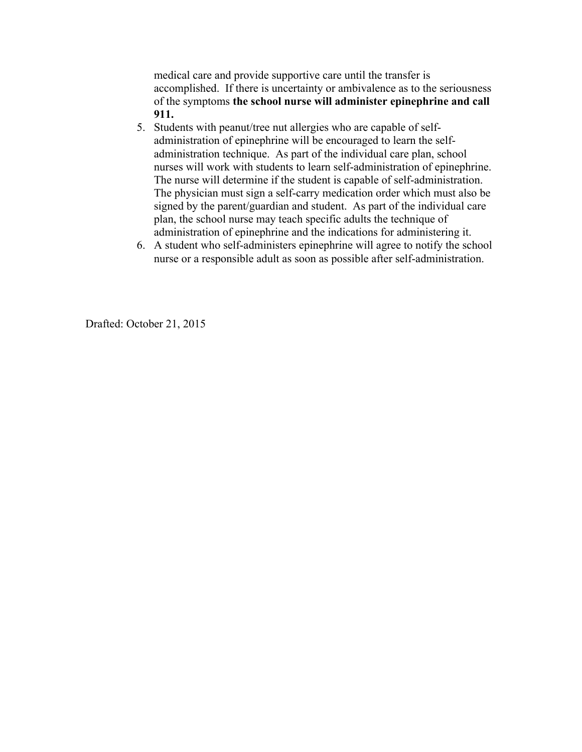medical care and provide supportive care until the transfer is accomplished. If there is uncertainty or ambivalence as to the seriousness of the symptoms **the school nurse will administer epinephrine and call 911.**

5. Students with peanut/tree nut allergies who are capable of self-administration of epinephrine will be encouraged to learn the self-administration technique. As part of the individual care plan, school nurses will work with students to learn self-administration of epinephrine. The nurse will determine if the student is capable of self-administration. The physician must sign a self-carry medication order which must also be signed by the parent/guardian and student. As part of the individual care plan, the school nurse may teach specific adults the technique of administration of epinephrine and the indications for administering it.
6. A student who self-administers epinephrine will agree to notify the school nurse or a responsible adult as soon as possible after self-administration.

Drafted: October 21, 2015